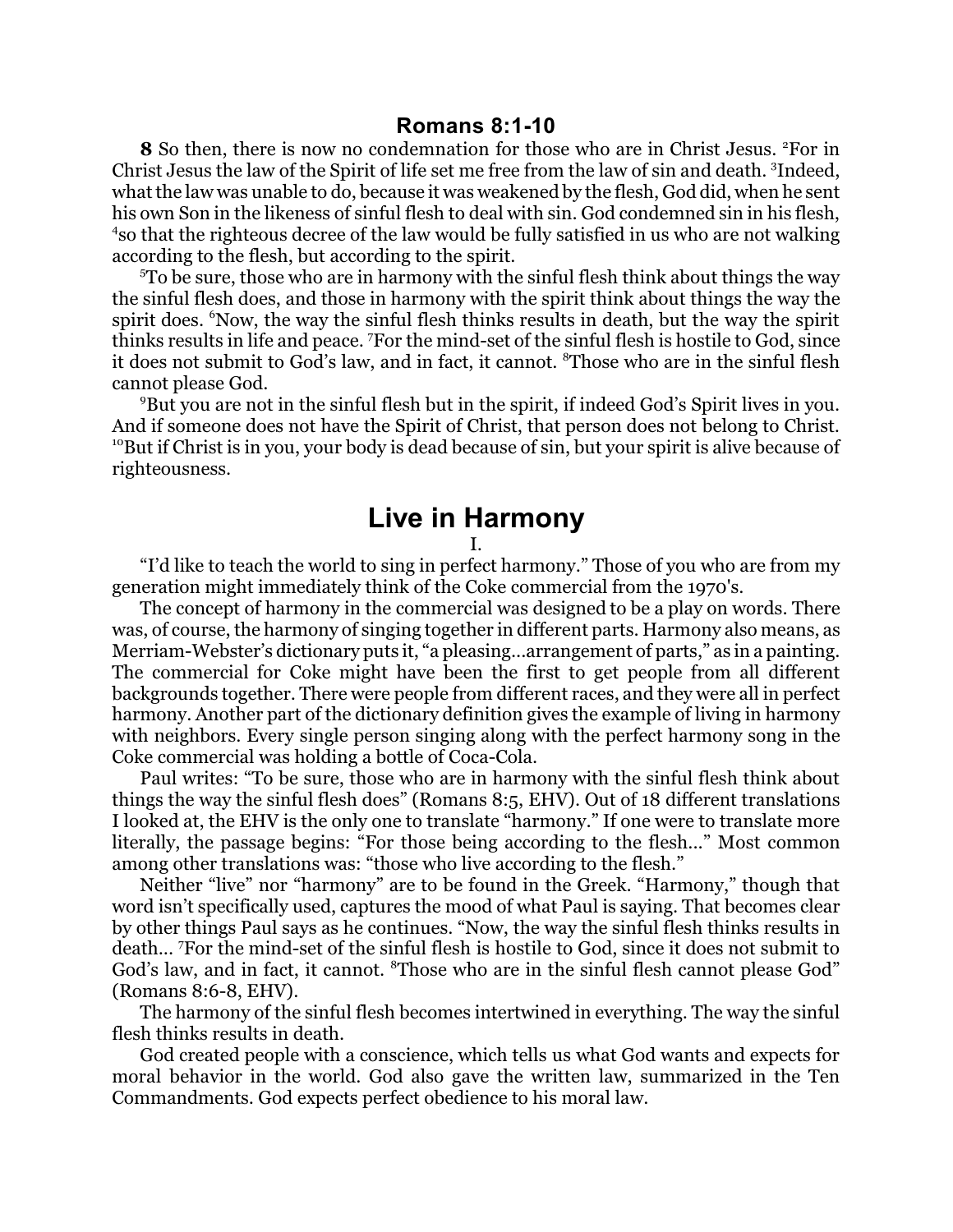## Romans 8:1-10

**8** So then, there is now no condemnation for those who are in Christ Jesus. [2]For in Christ Jesus the law of the Spirit of life set me free from the law of sin and death. [3]Indeed, what the law was unable to do, because it was weakened by the flesh, God did, when he sent his own Son in the likeness of sinful flesh to deal with sin. God condemned sin in his flesh, [4]so that the righteous decree of the law would be fully satisfied in us who are not walking according to the flesh, but according to the spirit.

[5]To be sure, those who are in harmony with the sinful flesh think about things the way the sinful flesh does, and those in harmony with the spirit think about things the way the spirit does. [6]Now, the way the sinful flesh thinks results in death, but the way the spirit thinks results in life and peace. [7]For the mind-set of the sinful flesh is hostile to God, since it does not submit to God's law, and in fact, it cannot. [8]Those who are in the sinful flesh cannot please God.

[9]But you are not in the sinful flesh but in the spirit, if indeed God's Spirit lives in you. And if someone does not have the Spirit of Christ, that person does not belong to Christ. [10]But if Christ is in you, your body is dead because of sin, but your spirit is alive because of righteousness.

# Live in Harmony

I.

"I'd like to teach the world to sing in perfect harmony." Those of you who are from my generation might immediately think of the Coke commercial from the 1970's.

The concept of harmony in the commercial was designed to be a play on words. There was, of course, the harmony of singing together in different parts. Harmony also means, as Merriam-Webster's dictionary puts it, "a pleasing…arrangement of parts," as in a painting. The commercial for Coke might have been the first to get people from all different backgrounds together. There were people from different races, and they were all in perfect harmony. Another part of the dictionary definition gives the example of living in harmony with neighbors. Every single person singing along with the perfect harmony song in the Coke commercial was holding a bottle of Coca-Cola.

Paul writes: "To be sure, those who are in harmony with the sinful flesh think about things the way the sinful flesh does" (Romans 8:5, EHV). Out of 18 different translations I looked at, the EHV is the only one to translate "harmony." If one were to translate more literally, the passage begins: "For those being according to the flesh…" Most common among other translations was: "those who live according to the flesh."

Neither "live" nor "harmony" are to be found in the Greek. "Harmony," though that word isn't specifically used, captures the mood of what Paul is saying. That becomes clear by other things Paul says as he continues. "Now, the way the sinful flesh thinks results in death… [7]For the mind-set of the sinful flesh is hostile to God, since it does not submit to God's law, and in fact, it cannot. [8]Those who are in the sinful flesh cannot please God" (Romans 8:6-8, EHV).

The harmony of the sinful flesh becomes intertwined in everything. The way the sinful flesh thinks results in death.

God created people with a conscience, which tells us what God wants and expects for moral behavior in the world. God also gave the written law, summarized in the Ten Commandments. God expects perfect obedience to his moral law.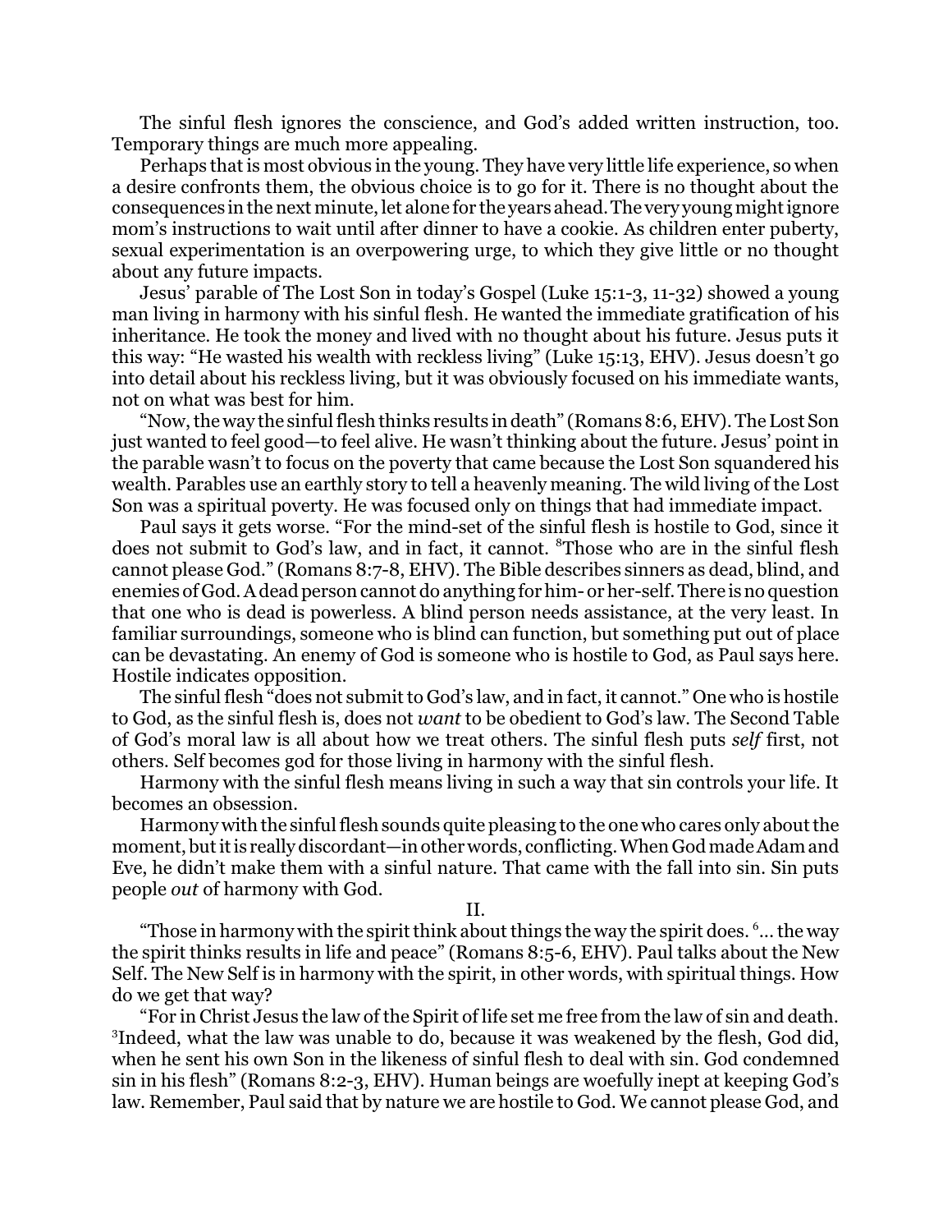The sinful flesh ignores the conscience, and God's added written instruction, too. Temporary things are much more appealing.

Perhaps that is most obvious in the young. They have very little life experience, so when a desire confronts them, the obvious choice is to go for it. There is no thought about the consequences in the next minute, let alone for the years ahead. The very young might ignore mom's instructions to wait until after dinner to have a cookie. As children enter puberty, sexual experimentation is an overpowering urge, to which they give little or no thought about any future impacts.

Jesus' parable of The Lost Son in today's Gospel (Luke 15:1-3, 11-32) showed a young man living in harmony with his sinful flesh. He wanted the immediate gratification of his inheritance. He took the money and lived with no thought about his future. Jesus puts it this way: "He wasted his wealth with reckless living" (Luke 15:13, EHV). Jesus doesn't go into detail about his reckless living, but it was obviously focused on his immediate wants, not on what was best for him.

"Now, the way the sinful flesh thinks results in death" (Romans 8:6, EHV). The Lost Son just wanted to feel good—to feel alive. He wasn't thinking about the future. Jesus' point in the parable wasn't to focus on the poverty that came because the Lost Son squandered his wealth. Parables use an earthly story to tell a heavenly meaning. The wild living of the Lost Son was a spiritual poverty. He was focused only on things that had immediate impact.

Paul says it gets worse. "For the mind-set of the sinful flesh is hostile to God, since it does not submit to God's law, and in fact, it cannot. [8]Those who are in the sinful flesh cannot please God." (Romans 8:7-8, EHV). The Bible describes sinners as dead, blind, and enemies of God. A dead person cannot do anything for him- or her-self. There is no question that one who is dead is powerless. A blind person needs assistance, at the very least. In familiar surroundings, someone who is blind can function, but something put out of place can be devastating. An enemy of God is someone who is hostile to God, as Paul says here. Hostile indicates opposition.

The sinful flesh "does not submit to God's law, and in fact, it cannot." One who is hostile to God, as the sinful flesh is, does not *want* to be obedient to God's law. The Second Table of God's moral law is all about how we treat others. The sinful flesh puts *self* first, not others. Self becomes god for those living in harmony with the sinful flesh.

Harmony with the sinful flesh means living in such a way that sin controls your life. It becomes an obsession.

Harmony with the sinful flesh sounds quite pleasing to the one who cares only about the moment, but it is really discordant—in other words, conflicting. When God made Adam and Eve, he didn't make them with a sinful nature. That came with the fall into sin. Sin puts people *out* of harmony with God.

II.

"Those in harmony with the spirit think about things the way the spirit does. [6]... the way the spirit thinks results in life and peace" (Romans 8:5-6, EHV). Paul talks about the New Self. The New Self is in harmony with the spirit, in other words, with spiritual things. How do we get that way?

"For in Christ Jesus the law of the Spirit of life set me free from the law of sin and death. [3]Indeed, what the law was unable to do, because it was weakened by the flesh, God did, when he sent his own Son in the likeness of sinful flesh to deal with sin. God condemned sin in his flesh" (Romans 8:2-3, EHV). Human beings are woefully inept at keeping God's law. Remember, Paul said that by nature we are hostile to God. We cannot please God, and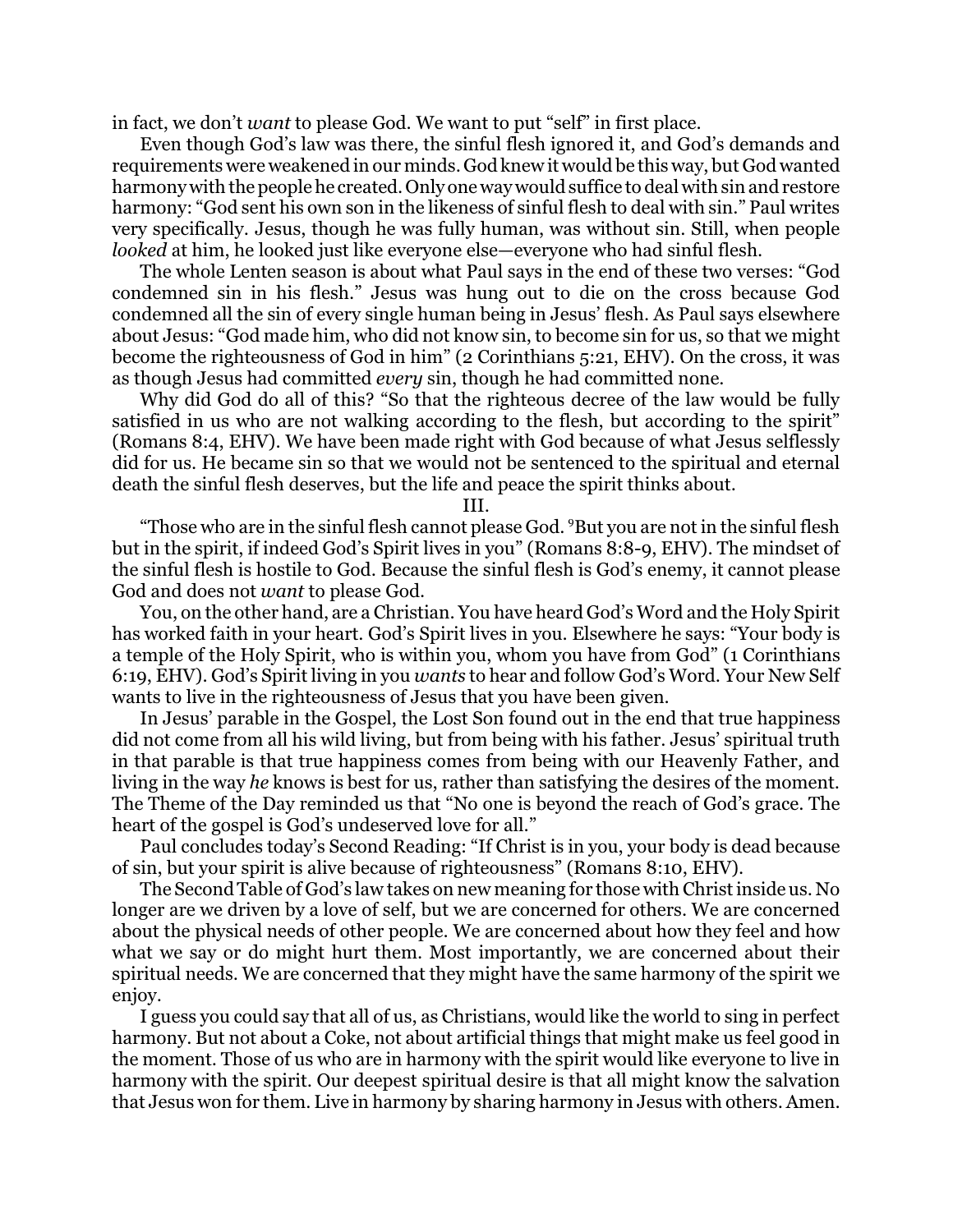in fact, we don't *want* to please God. We want to put "self" in first place.

Even though God's law was there, the sinful flesh ignored it, and God's demands and requirements were weakened in our minds. God knew it would be this way, but God wanted harmony with the people he created. Only one way would suffice to deal with sin and restore harmony: "God sent his own son in the likeness of sinful flesh to deal with sin." Paul writes very specifically. Jesus, though he was fully human, was without sin. Still, when people *looked* at him, he looked just like everyone else—everyone who had sinful flesh.

The whole Lenten season is about what Paul says in the end of these two verses: "God condemned sin in his flesh." Jesus was hung out to die on the cross because God condemned all the sin of every single human being in Jesus' flesh. As Paul says elsewhere about Jesus: "God made him, who did not know sin, to become sin for us, so that we might become the righteousness of God in him" (2 Corinthians 5:21, EHV). On the cross, it was as though Jesus had committed *every* sin, though he had committed none.

Why did God do all of this? "So that the righteous decree of the law would be fully satisfied in us who are not walking according to the flesh, but according to the spirit" (Romans 8:4, EHV). We have been made right with God because of what Jesus selflessly did for us. He became sin so that we would not be sentenced to the spiritual and eternal death the sinful flesh deserves, but the life and peace the spirit thinks about.

III.

"Those who are in the sinful flesh cannot please God. [9]But you are not in the sinful flesh but in the spirit, if indeed God's Spirit lives in you" (Romans 8:8-9, EHV). The mindset of the sinful flesh is hostile to God. Because the sinful flesh is God's enemy, it cannot please God and does not *want* to please God.

You, on the other hand, are a Christian. You have heard God's Word and the Holy Spirit has worked faith in your heart. God's Spirit lives in you. Elsewhere he says: "Your body is a temple of the Holy Spirit, who is within you, whom you have from God" (1 Corinthians 6:19, EHV). God's Spirit living in you *wants* to hear and follow God's Word. Your New Self wants to live in the righteousness of Jesus that you have been given.

In Jesus' parable in the Gospel, the Lost Son found out in the end that true happiness did not come from all his wild living, but from being with his father. Jesus' spiritual truth in that parable is that true happiness comes from being with our Heavenly Father, and living in the way *he* knows is best for us, rather than satisfying the desires of the moment. The Theme of the Day reminded us that "No one is beyond the reach of God's grace. The heart of the gospel is God's undeserved love for all."

Paul concludes today's Second Reading: "If Christ is in you, your body is dead because of sin, but your spirit is alive because of righteousness" (Romans 8:10, EHV).

The Second Table of God's law takes on new meaning for those with Christ inside us. No longer are we driven by a love of self, but we are concerned for others. We are concerned about the physical needs of other people. We are concerned about how they feel and how what we say or do might hurt them. Most importantly, we are concerned about their spiritual needs. We are concerned that they might have the same harmony of the spirit we enjoy.

I guess you could say that all of us, as Christians, would like the world to sing in perfect harmony. But not about a Coke, not about artificial things that might make us feel good in the moment. Those of us who are in harmony with the spirit would like everyone to live in harmony with the spirit. Our deepest spiritual desire is that all might know the salvation that Jesus won for them. Live in harmony by sharing harmony in Jesus with others. Amen.